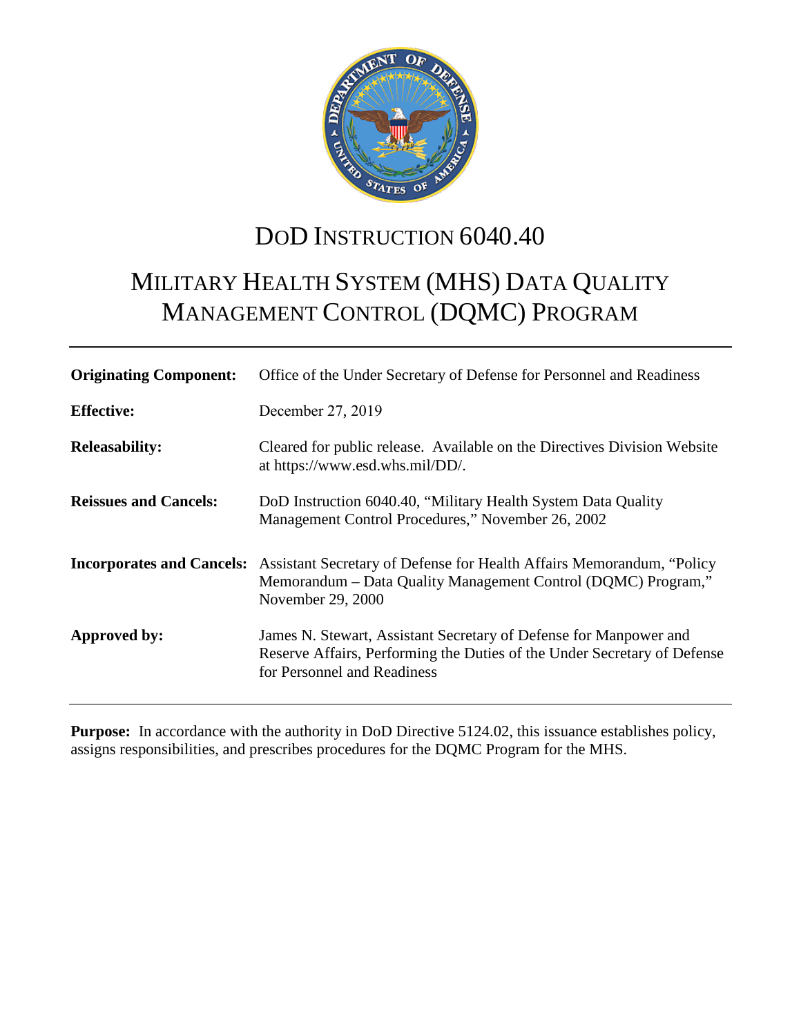# DoD INSTRUCTION 6040.40

# MILITARY HEALTH SYSTEM (MHS) DATA QUALITY MANAGEMENT CONTROL (DQMC) PROGRAM

| | |
|---|---|
| **Originating Component:** | Office of the Under Secretary of Defense for Personnel and Readiness |
| **Effective:** | December 27, 2019 |
| **Releasability:** | Cleared for public release. Available on the Directives Division Website at https://www.esd.whs.mil/DD/. |
| **Reissues and Cancels:** | DoD Instruction 6040.40, "Military Health System Data Quality Management Control Procedures," November 26, 2002 |
| **Incorporates and Cancels:** | Assistant Secretary of Defense for Health Affairs Memorandum, "Policy Memorandum – Data Quality Management Control (DQMC) Program," November 29, 2000 |
| **Approved by:** | James N. Stewart, Assistant Secretary of Defense for Manpower and Reserve Affairs, Performing the Duties of the Under Secretary of Defense for Personnel and Readiness |

**Purpose:** In accordance with the authority in DoD Directive 5124.02, this issuance establishes policy, assigns responsibilities, and prescribes procedures for the DQMC Program for the MHS.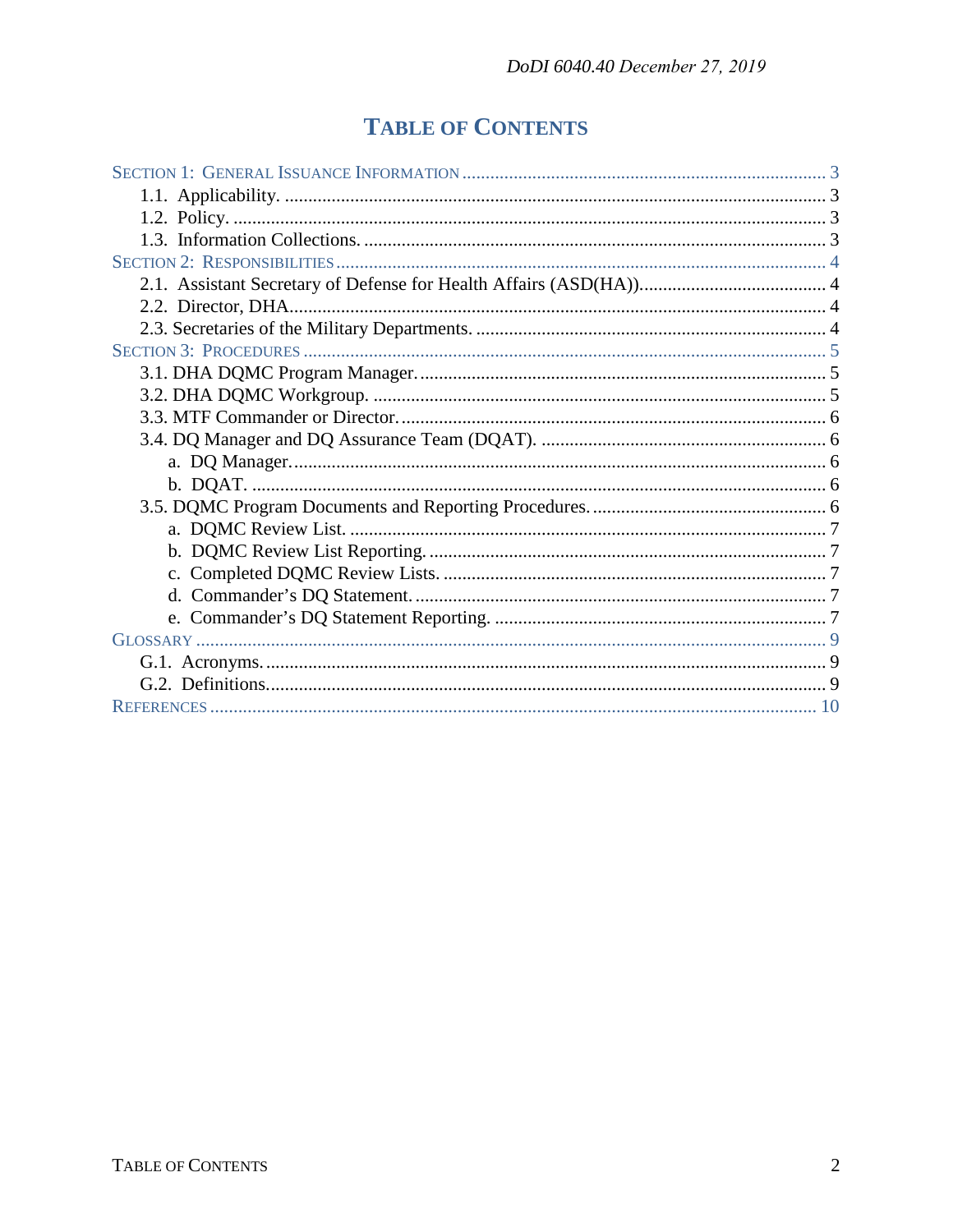# TABLE OF CONTENTS

SECTION 1: GENERAL ISSUANCE INFORMATION ..... 3
- 1.1. Applicability. ..... 3
- 1.2. Policy. ..... 3
- 1.3. Information Collections. ..... 3

SECTION 2: RESPONSIBILITIES ..... 4
- 2.1. Assistant Secretary of Defense for Health Affairs (ASD(HA)). ..... 4
- 2.2. Director, DHA. ..... 4
- 2.3. Secretaries of the Military Departments. ..... 4

SECTION 3: PROCEDURES ..... 5
- 3.1. DHA DQMC Program Manager. ..... 5
- 3.2. DHA DQMC Workgroup. ..... 5
- 3.3. MTF Commander or Director. ..... 6
- 3.4. DQ Manager and DQ Assurance Team (DQAT). ..... 6
  - a. DQ Manager. ..... 6
  - b. DQAT. ..... 6
- 3.5. DQMC Program Documents and Reporting Procedures. ..... 6
  - a. DQMC Review List. ..... 7
  - b. DQMC Review List Reporting. ..... 7
  - c. Completed DQMC Review Lists. ..... 7
  - d. Commander's DQ Statement. ..... 7
  - e. Commander's DQ Statement Reporting. ..... 7

GLOSSARY ..... 9
- G.1. Acronyms. ..... 9
- G.2. Definitions. ..... 9

REFERENCES ..... 10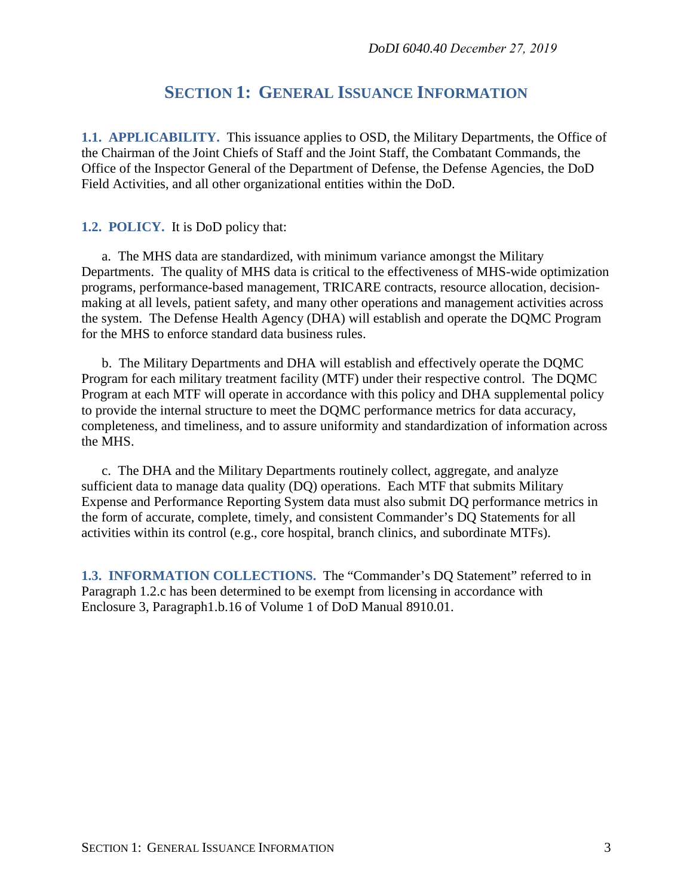# SECTION 1: GENERAL ISSUANCE INFORMATION

**1.1. APPLICABILITY.** This issuance applies to OSD, the Military Departments, the Office of the Chairman of the Joint Chiefs of Staff and the Joint Staff, the Combatant Commands, the Office of the Inspector General of the Department of Defense, the Defense Agencies, the DoD Field Activities, and all other organizational entities within the DoD.

**1.2. POLICY.** It is DoD policy that:

a. The MHS data are standardized, with minimum variance amongst the Military Departments. The quality of MHS data is critical to the effectiveness of MHS-wide optimization programs, performance-based management, TRICARE contracts, resource allocation, decision-making at all levels, patient safety, and many other operations and management activities across the system. The Defense Health Agency (DHA) will establish and operate the DQMC Program for the MHS to enforce standard data business rules.

b. The Military Departments and DHA will establish and effectively operate the DQMC Program for each military treatment facility (MTF) under their respective control. The DQMC Program at each MTF will operate in accordance with this policy and DHA supplemental policy to provide the internal structure to meet the DQMC performance metrics for data accuracy, completeness, and timeliness, and to assure uniformity and standardization of information across the MHS.

c. The DHA and the Military Departments routinely collect, aggregate, and analyze sufficient data to manage data quality (DQ) operations. Each MTF that submits Military Expense and Performance Reporting System data must also submit DQ performance metrics in the form of accurate, complete, timely, and consistent Commander's DQ Statements for all activities within its control (e.g., core hospital, branch clinics, and subordinate MTFs).

**1.3. INFORMATION COLLECTIONS.** The "Commander's DQ Statement" referred to in Paragraph 1.2.c has been determined to be exempt from licensing in accordance with Enclosure 3, Paragraph1.b.16 of Volume 1 of DoD Manual 8910.01.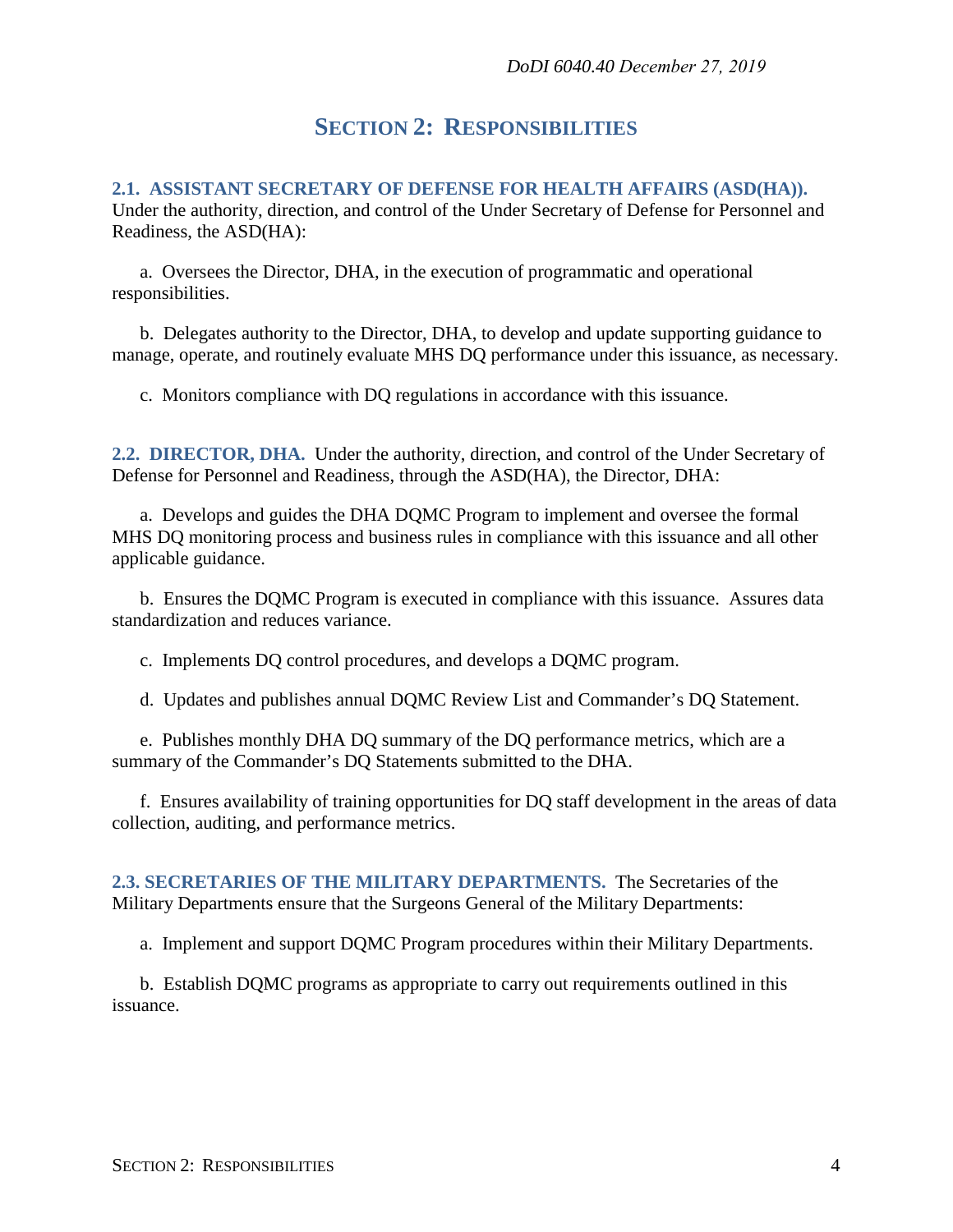# SECTION 2: RESPONSIBILITIES

**2.1. ASSISTANT SECRETARY OF DEFENSE FOR HEALTH AFFAIRS (ASD(HA)).** Under the authority, direction, and control of the Under Secretary of Defense for Personnel and Readiness, the ASD(HA):

a. Oversees the Director, DHA, in the execution of programmatic and operational responsibilities.

b. Delegates authority to the Director, DHA, to develop and update supporting guidance to manage, operate, and routinely evaluate MHS DQ performance under this issuance, as necessary.

c. Monitors compliance with DQ regulations in accordance with this issuance.

**2.2. DIRECTOR, DHA.** Under the authority, direction, and control of the Under Secretary of Defense for Personnel and Readiness, through the ASD(HA), the Director, DHA:

a. Develops and guides the DHA DQMC Program to implement and oversee the formal MHS DQ monitoring process and business rules in compliance with this issuance and all other applicable guidance.

b. Ensures the DQMC Program is executed in compliance with this issuance. Assures data standardization and reduces variance.

c. Implements DQ control procedures, and develops a DQMC program.

d. Updates and publishes annual DQMC Review List and Commander's DQ Statement.

e. Publishes monthly DHA DQ summary of the DQ performance metrics, which are a summary of the Commander's DQ Statements submitted to the DHA.

f. Ensures availability of training opportunities for DQ staff development in the areas of data collection, auditing, and performance metrics.

**2.3. SECRETARIES OF THE MILITARY DEPARTMENTS.** The Secretaries of the Military Departments ensure that the Surgeons General of the Military Departments:

a. Implement and support DQMC Program procedures within their Military Departments.

b. Establish DQMC programs as appropriate to carry out requirements outlined in this issuance.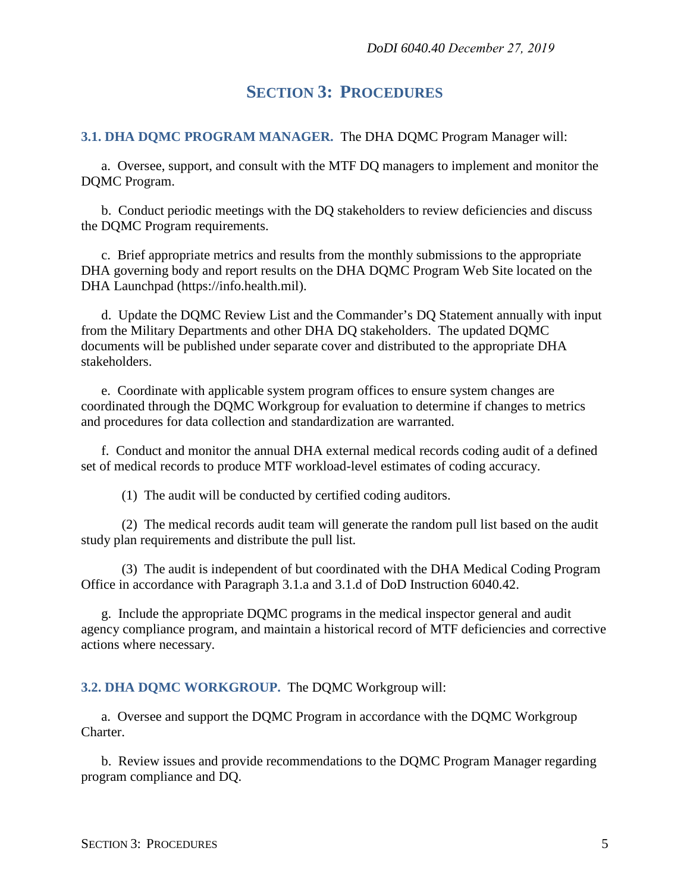# SECTION 3: PROCEDURES

**3.1. DHA DQMC PROGRAM MANAGER.** The DHA DQMC Program Manager will:

a. Oversee, support, and consult with the MTF DQ managers to implement and monitor the DQMC Program.

b. Conduct periodic meetings with the DQ stakeholders to review deficiencies and discuss the DQMC Program requirements.

c. Brief appropriate metrics and results from the monthly submissions to the appropriate DHA governing body and report results on the DHA DQMC Program Web Site located on the DHA Launchpad (https://info.health.mil).

d. Update the DQMC Review List and the Commander's DQ Statement annually with input from the Military Departments and other DHA DQ stakeholders. The updated DQMC documents will be published under separate cover and distributed to the appropriate DHA stakeholders.

e. Coordinate with applicable system program offices to ensure system changes are coordinated through the DQMC Workgroup for evaluation to determine if changes to metrics and procedures for data collection and standardization are warranted.

f. Conduct and monitor the annual DHA external medical records coding audit of a defined set of medical records to produce MTF workload-level estimates of coding accuracy.

(1) The audit will be conducted by certified coding auditors.

(2) The medical records audit team will generate the random pull list based on the audit study plan requirements and distribute the pull list.

(3) The audit is independent of but coordinated with the DHA Medical Coding Program Office in accordance with Paragraph 3.1.a and 3.1.d of DoD Instruction 6040.42.

g. Include the appropriate DQMC programs in the medical inspector general and audit agency compliance program, and maintain a historical record of MTF deficiencies and corrective actions where necessary.

**3.2. DHA DQMC WORKGROUP.** The DQMC Workgroup will:

a. Oversee and support the DQMC Program in accordance with the DQMC Workgroup Charter.

b. Review issues and provide recommendations to the DQMC Program Manager regarding program compliance and DQ.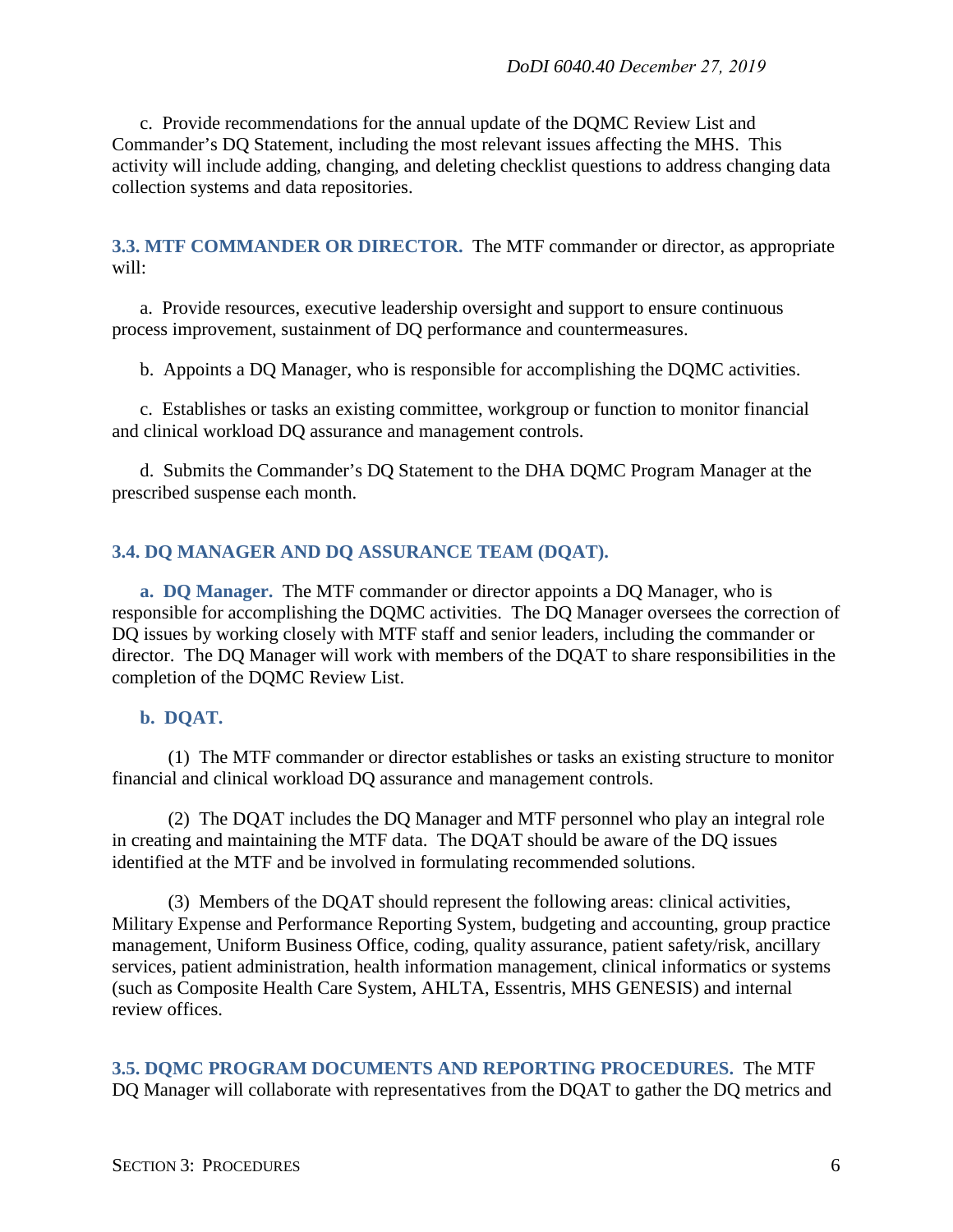c. Provide recommendations for the annual update of the DQMC Review List and Commander's DQ Statement, including the most relevant issues affecting the MHS. This activity will include adding, changing, and deleting checklist questions to address changing data collection systems and data repositories.

## 3.3. MTF COMMANDER OR DIRECTOR.

The MTF commander or director, as appropriate will:

a. Provide resources, executive leadership oversight and support to ensure continuous process improvement, sustainment of DQ performance and countermeasures.

b. Appoints a DQ Manager, who is responsible for accomplishing the DQMC activities.

c. Establishes or tasks an existing committee, workgroup or function to monitor financial and clinical workload DQ assurance and management controls.

d. Submits the Commander's DQ Statement to the DHA DQMC Program Manager at the prescribed suspense each month.

## 3.4. DQ MANAGER AND DQ ASSURANCE TEAM (DQAT).

**a. DQ Manager.** The MTF commander or director appoints a DQ Manager, who is responsible for accomplishing the DQMC activities. The DQ Manager oversees the correction of DQ issues by working closely with MTF staff and senior leaders, including the commander or director. The DQ Manager will work with members of the DQAT to share responsibilities in the completion of the DQMC Review List.

**b. DQAT.**

(1) The MTF commander or director establishes or tasks an existing structure to monitor financial and clinical workload DQ assurance and management controls.

(2) The DQAT includes the DQ Manager and MTF personnel who play an integral role in creating and maintaining the MTF data. The DQAT should be aware of the DQ issues identified at the MTF and be involved in formulating recommended solutions.

(3) Members of the DQAT should represent the following areas: clinical activities, Military Expense and Performance Reporting System, budgeting and accounting, group practice management, Uniform Business Office, coding, quality assurance, patient safety/risk, ancillary services, patient administration, health information management, clinical informatics or systems (such as Composite Health Care System, AHLTA, Essentris, MHS GENESIS) and internal review offices.

## 3.5. DQMC PROGRAM DOCUMENTS AND REPORTING PROCEDURES.

The MTF DQ Manager will collaborate with representatives from the DQAT to gather the DQ metrics and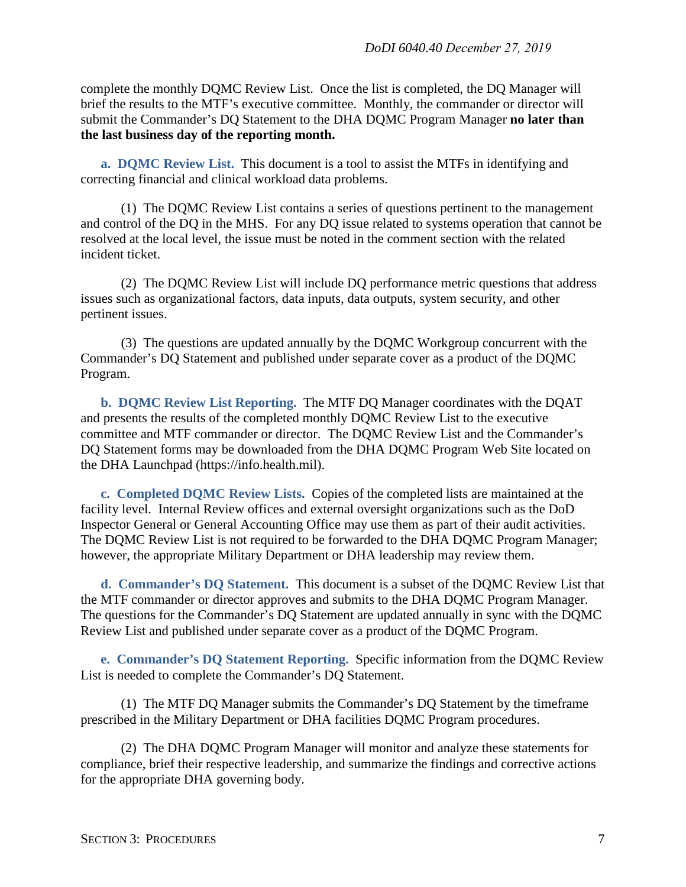complete the monthly DQMC Review List. Once the list is completed, the DQ Manager will brief the results to the MTF's executive committee. Monthly, the commander or director will submit the Commander's DQ Statement to the DHA DQMC Program Manager **no later than the last business day of the reporting month.**

**a. DQMC Review List.** This document is a tool to assist the MTFs in identifying and correcting financial and clinical workload data problems.

(1) The DQMC Review List contains a series of questions pertinent to the management and control of the DQ in the MHS. For any DQ issue related to systems operation that cannot be resolved at the local level, the issue must be noted in the comment section with the related incident ticket.

(2) The DQMC Review List will include DQ performance metric questions that address issues such as organizational factors, data inputs, data outputs, system security, and other pertinent issues.

(3) The questions are updated annually by the DQMC Workgroup concurrent with the Commander's DQ Statement and published under separate cover as a product of the DQMC Program.

**b. DQMC Review List Reporting.** The MTF DQ Manager coordinates with the DQAT and presents the results of the completed monthly DQMC Review List to the executive committee and MTF commander or director. The DQMC Review List and the Commander's DQ Statement forms may be downloaded from the DHA DQMC Program Web Site located on the DHA Launchpad (https://info.health.mil).

**c. Completed DQMC Review Lists.** Copies of the completed lists are maintained at the facility level. Internal Review offices and external oversight organizations such as the DoD Inspector General or General Accounting Office may use them as part of their audit activities. The DQMC Review List is not required to be forwarded to the DHA DQMC Program Manager; however, the appropriate Military Department or DHA leadership may review them.

**d. Commander's DQ Statement.** This document is a subset of the DQMC Review List that the MTF commander or director approves and submits to the DHA DQMC Program Manager. The questions for the Commander's DQ Statement are updated annually in sync with the DQMC Review List and published under separate cover as a product of the DQMC Program.

**e. Commander's DQ Statement Reporting.** Specific information from the DQMC Review List is needed to complete the Commander's DQ Statement.

(1) The MTF DQ Manager submits the Commander's DQ Statement by the timeframe prescribed in the Military Department or DHA facilities DQMC Program procedures.

(2) The DHA DQMC Program Manager will monitor and analyze these statements for compliance, brief their respective leadership, and summarize the findings and corrective actions for the appropriate DHA governing body.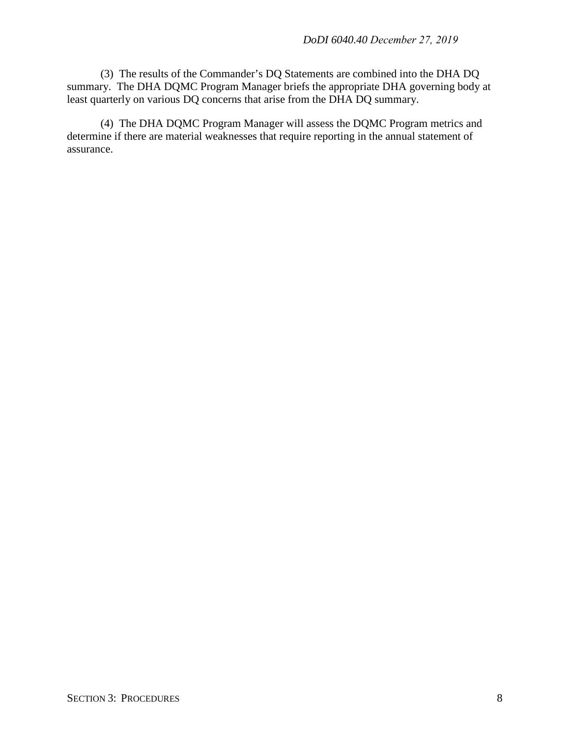(3) The results of the Commander's DQ Statements are combined into the DHA DQ summary. The DHA DQMC Program Manager briefs the appropriate DHA governing body at least quarterly on various DQ concerns that arise from the DHA DQ summary.

(4) The DHA DQMC Program Manager will assess the DQMC Program metrics and determine if there are material weaknesses that require reporting in the annual statement of assurance.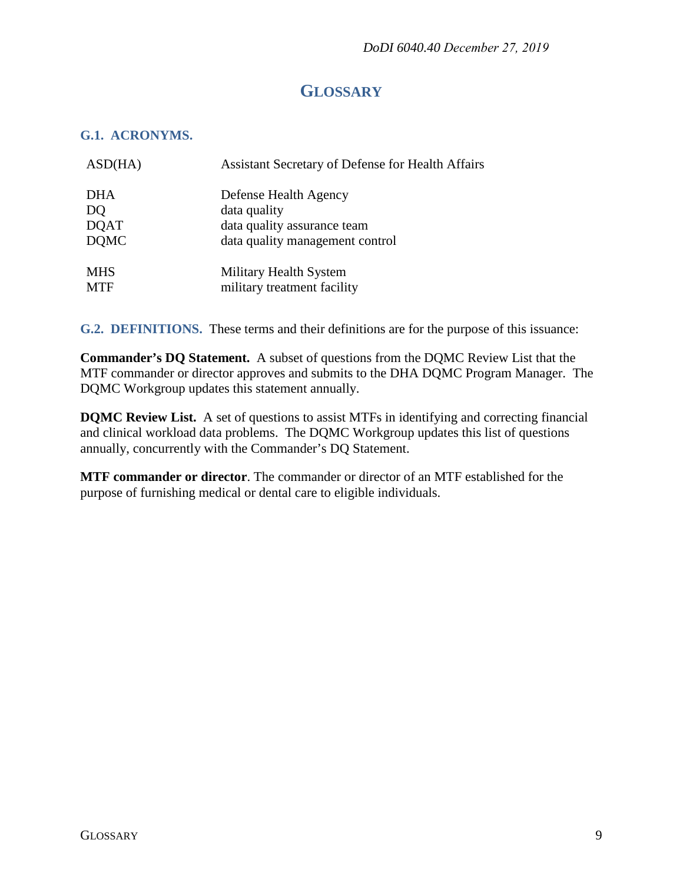# GLOSSARY

## G.1. ACRONYMS.

| | |
|---|---|
| ASD(HA) | Assistant Secretary of Defense for Health Affairs |
| DHA | Defense Health Agency |
| DQ | data quality |
| DQAT | data quality assurance team |
| DQMC | data quality management control |
| MHS | Military Health System |
| MTF | military treatment facility |

## G.2. DEFINITIONS.

These terms and their definitions are for the purpose of this issuance:

**Commander's DQ Statement.** A subset of questions from the DQMC Review List that the MTF commander or director approves and submits to the DHA DQMC Program Manager. The DQMC Workgroup updates this statement annually.

**DQMC Review List.** A set of questions to assist MTFs in identifying and correcting financial and clinical workload data problems. The DQMC Workgroup updates this list of questions annually, concurrently with the Commander's DQ Statement.

**MTF commander or director**. The commander or director of an MTF established for the purpose of furnishing medical or dental care to eligible individuals.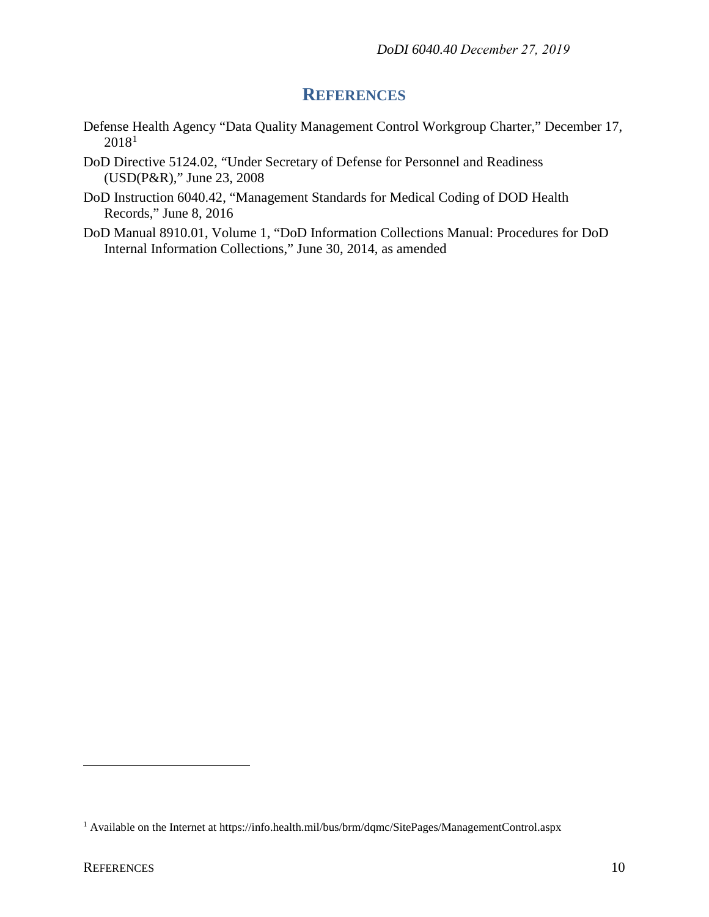## REFERENCES

Defense Health Agency "Data Quality Management Control Workgroup Charter," December 17, 2018[1]

DoD Directive 5124.02, "Under Secretary of Defense for Personnel and Readiness (USD(P&R)," June 23, 2008

DoD Instruction 6040.42, "Management Standards for Medical Coding of DOD Health Records," June 8, 2016

DoD Manual 8910.01, Volume 1, "DoD Information Collections Manual: Procedures for DoD Internal Information Collections," June 30, 2014, as amended

[1] Available on the Internet at https://info.health.mil/bus/brm/dqmc/SitePages/ManagementControl.aspx